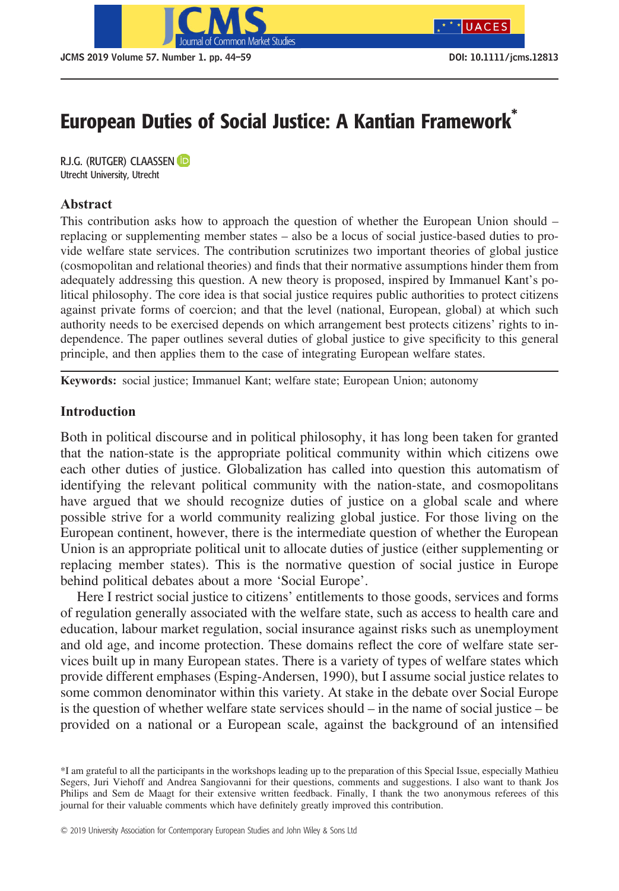# European Duties of Social Justice: A Kantian Framework*

R.J.G. (RUTGER) CLAASSEN
Utrecht University, Utrecht

## Abstract

This contribution asks how to approach the question of whether the European Union should – replacing or supplementing member states – also be a locus of social justice-based duties to provide welfare state services. The contribution scrutinizes two important theories of global justice (cosmopolitan and relational theories) and finds that their normative assumptions hinder them from adequately addressing this question. A new theory is proposed, inspired by Immanuel Kant's political philosophy. The core idea is that social justice requires public authorities to protect citizens against private forms of coercion; and that the level (national, European, global) at which such authority needs to be exercised depends on which arrangement best protects citizens' rights to independence. The paper outlines several duties of global justice to give specificity to this general principle, and then applies them to the case of integrating European welfare states.

**Keywords:** social justice; Immanuel Kant; welfare state; European Union; autonomy

## Introduction

Both in political discourse and in political philosophy, it has long been taken for granted that the nation-state is the appropriate political community within which citizens owe each other duties of justice. Globalization has called into question this automatism of identifying the relevant political community with the nation-state, and cosmopolitans have argued that we should recognize duties of justice on a global scale and where possible strive for a world community realizing global justice. For those living on the European continent, however, there is the intermediate question of whether the European Union is an appropriate political unit to allocate duties of justice (either supplementing or replacing member states). This is the normative question of social justice in Europe behind political debates about a more 'Social Europe'.

Here I restrict social justice to citizens' entitlements to those goods, services and forms of regulation generally associated with the welfare state, such as access to health care and education, labour market regulation, social insurance against risks such as unemployment and old age, and income protection. These domains reflect the core of welfare state services built up in many European states. There is a variety of types of welfare states which provide different emphases (Esping-Andersen, 1990), but I assume social justice relates to some common denominator within this variety. At stake in the debate over Social Europe is the question of whether welfare state services should – in the name of social justice – be provided on a national or a European scale, against the background of an intensified

*I am grateful to all the participants in the workshops leading up to the preparation of this Special Issue, especially Mathieu Segers, Juri Viehoff and Andrea Sangiovanni for their questions, comments and suggestions. I also want to thank Jos Philips and Sem de Maagt for their extensive written feedback. Finally, I thank the two anonymous referees of this journal for their valuable comments which have definitely greatly improved this contribution.

© 2019 University Association for Contemporary European Studies and John Wiley & Sons Ltd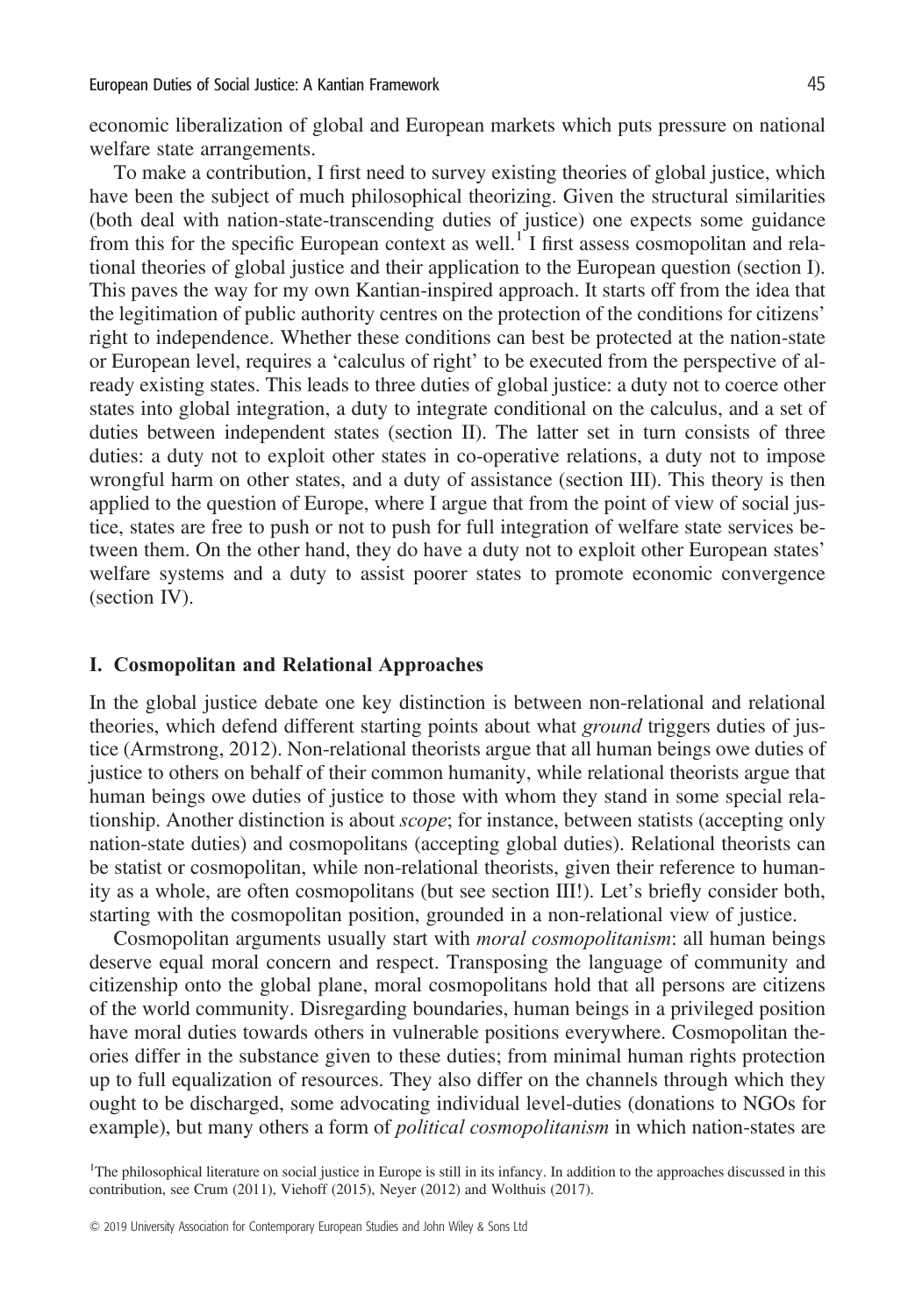economic liberalization of global and European markets which puts pressure on national welfare state arrangements.

To make a contribution, I first need to survey existing theories of global justice, which have been the subject of much philosophical theorizing. Given the structural similarities (both deal with nation-state-transcending duties of justice) one expects some guidance from this for the specific European context as well.[1] I first assess cosmopolitan and relational theories of global justice and their application to the European question (section I). This paves the way for my own Kantian-inspired approach. It starts off from the idea that the legitimation of public authority centres on the protection of the conditions for citizens' right to independence. Whether these conditions can best be protected at the nation-state or European level, requires a 'calculus of right' to be executed from the perspective of already existing states. This leads to three duties of global justice: a duty not to coerce other states into global integration, a duty to integrate conditional on the calculus, and a set of duties between independent states (section II). The latter set in turn consists of three duties: a duty not to exploit other states in co-operative relations, a duty not to impose wrongful harm on other states, and a duty of assistance (section III). This theory is then applied to the question of Europe, where I argue that from the point of view of social justice, states are free to push or not to push for full integration of welfare state services between them. On the other hand, they do have a duty not to exploit other European states' welfare systems and a duty to assist poorer states to promote economic convergence (section IV).

## I. Cosmopolitan and Relational Approaches

In the global justice debate one key distinction is between non-relational and relational theories, which defend different starting points about what *ground* triggers duties of justice (Armstrong, 2012). Non-relational theorists argue that all human beings owe duties of justice to others on behalf of their common humanity, while relational theorists argue that human beings owe duties of justice to those with whom they stand in some special relationship. Another distinction is about *scope*; for instance, between statists (accepting only nation-state duties) and cosmopolitans (accepting global duties). Relational theorists can be statist or cosmopolitan, while non-relational theorists, given their reference to humanity as a whole, are often cosmopolitans (but see section III!). Let's briefly consider both, starting with the cosmopolitan position, grounded in a non-relational view of justice.

Cosmopolitan arguments usually start with *moral cosmopolitanism*: all human beings deserve equal moral concern and respect. Transposing the language of community and citizenship onto the global plane, moral cosmopolitans hold that all persons are citizens of the world community. Disregarding boundaries, human beings in a privileged position have moral duties towards others in vulnerable positions everywhere. Cosmopolitan theories differ in the substance given to these duties; from minimal human rights protection up to full equalization of resources. They also differ on the channels through which they ought to be discharged, some advocating individual level-duties (donations to NGOs for example), but many others a form of *political cosmopolitanism* in which nation-states are

[1] The philosophical literature on social justice in Europe is still in its infancy. In addition to the approaches discussed in this contribution, see Crum (2011), Viehoff (2015), Neyer (2012) and Wolthuis (2017).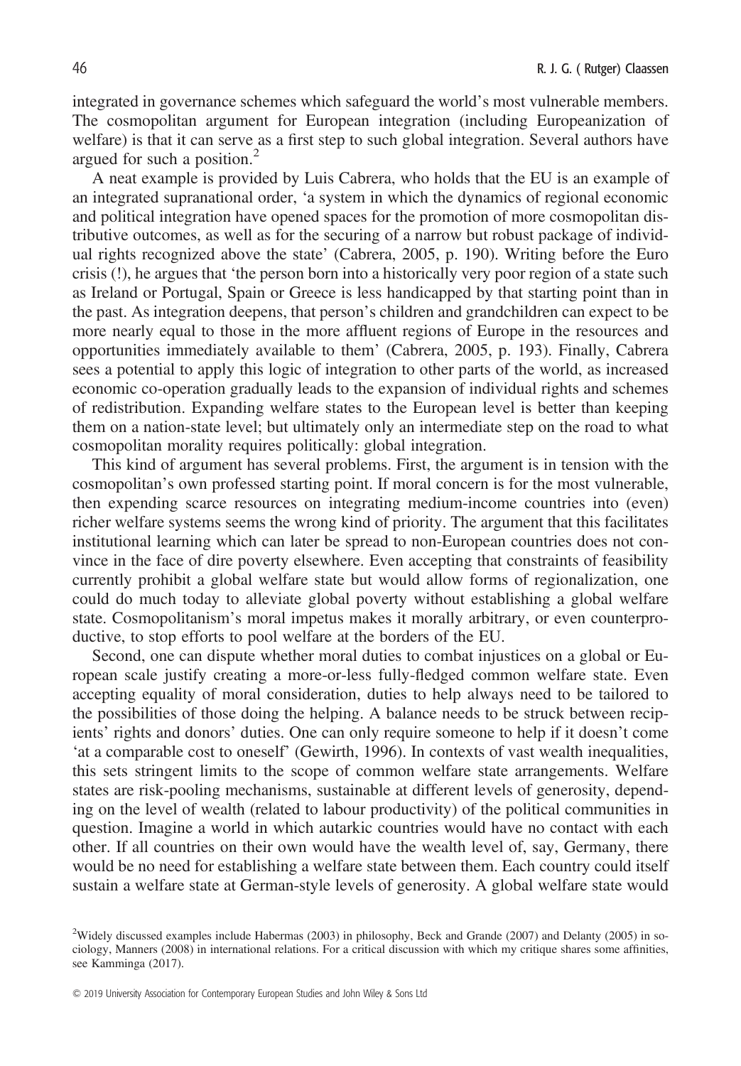integrated in governance schemes which safeguard the world's most vulnerable members. The cosmopolitan argument for European integration (including Europeanization of welfare) is that it can serve as a first step to such global integration. Several authors have argued for such a position.[2]

A neat example is provided by Luis Cabrera, who holds that the EU is an example of an integrated supranational order, 'a system in which the dynamics of regional economic and political integration have opened spaces for the promotion of more cosmopolitan distributive outcomes, as well as for the securing of a narrow but robust package of individual rights recognized above the state' (Cabrera, 2005, p. 190). Writing before the Euro crisis (!), he argues that 'the person born into a historically very poor region of a state such as Ireland or Portugal, Spain or Greece is less handicapped by that starting point than in the past. As integration deepens, that person's children and grandchildren can expect to be more nearly equal to those in the more affluent regions of Europe in the resources and opportunities immediately available to them' (Cabrera, 2005, p. 193). Finally, Cabrera sees a potential to apply this logic of integration to other parts of the world, as increased economic co-operation gradually leads to the expansion of individual rights and schemes of redistribution. Expanding welfare states to the European level is better than keeping them on a nation-state level; but ultimately only an intermediate step on the road to what cosmopolitan morality requires politically: global integration.

This kind of argument has several problems. First, the argument is in tension with the cosmopolitan's own professed starting point. If moral concern is for the most vulnerable, then expending scarce resources on integrating medium-income countries into (even) richer welfare systems seems the wrong kind of priority. The argument that this facilitates institutional learning which can later be spread to non-European countries does not convince in the face of dire poverty elsewhere. Even accepting that constraints of feasibility currently prohibit a global welfare state but would allow forms of regionalization, one could do much today to alleviate global poverty without establishing a global welfare state. Cosmopolitanism's moral impetus makes it morally arbitrary, or even counterproductive, to stop efforts to pool welfare at the borders of the EU.

Second, one can dispute whether moral duties to combat injustices on a global or European scale justify creating a more-or-less fully-fledged common welfare state. Even accepting equality of moral consideration, duties to help always need to be tailored to the possibilities of those doing the helping. A balance needs to be struck between recipients' rights and donors' duties. One can only require someone to help if it doesn't come 'at a comparable cost to oneself' (Gewirth, 1996). In contexts of vast wealth inequalities, this sets stringent limits to the scope of common welfare state arrangements. Welfare states are risk-pooling mechanisms, sustainable at different levels of generosity, depending on the level of wealth (related to labour productivity) of the political communities in question. Imagine a world in which autarkic countries would have no contact with each other. If all countries on their own would have the wealth level of, say, Germany, there would be no need for establishing a welfare state between them. Each country could itself sustain a welfare state at German-style levels of generosity. A global welfare state would

[2]Widely discussed examples include Habermas (2003) in philosophy, Beck and Grande (2007) and Delanty (2005) in sociology, Manners (2008) in international relations. For a critical discussion with which my critique shares some affinities, see Kamminga (2017).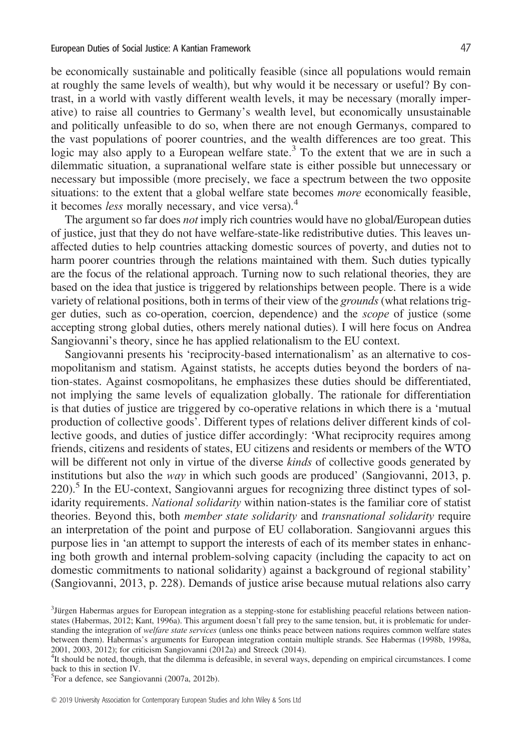be economically sustainable and politically feasible (since all populations would remain at roughly the same levels of wealth), but why would it be necessary or useful? By contrast, in a world with vastly different wealth levels, it may be necessary (morally imperative) to raise all countries to Germany's wealth level, but economically unsustainable and politically unfeasible to do so, when there are not enough Germanys, compared to the vast populations of poorer countries, and the wealth differences are too great. This logic may also apply to a European welfare state.[3] To the extent that we are in such a dilemmatic situation, a supranational welfare state is either possible but unnecessary or necessary but impossible (more precisely, we face a spectrum between the two opposite situations: to the extent that a global welfare state becomes *more* economically feasible, it becomes *less* morally necessary, and vice versa).[4]

The argument so far does *not* imply rich countries would have no global/European duties of justice, just that they do not have welfare-state-like redistributive duties. This leaves unaffected duties to help countries attacking domestic sources of poverty, and duties not to harm poorer countries through the relations maintained with them. Such duties typically are the focus of the relational approach. Turning now to such relational theories, they are based on the idea that justice is triggered by relationships between people. There is a wide variety of relational positions, both in terms of their view of the *grounds* (what relations trigger duties, such as co-operation, coercion, dependence) and the *scope* of justice (some accepting strong global duties, others merely national duties). I will here focus on Andrea Sangiovanni's theory, since he has applied relationalism to the EU context.

Sangiovanni presents his 'reciprocity-based internationalism' as an alternative to cosmopolitanism and statism. Against statists, he accepts duties beyond the borders of nation-states. Against cosmopolitans, he emphasizes these duties should be differentiated, not implying the same levels of equalization globally. The rationale for differentiation is that duties of justice are triggered by co-operative relations in which there is a 'mutual production of collective goods'. Different types of relations deliver different kinds of collective goods, and duties of justice differ accordingly: 'What reciprocity requires among friends, citizens and residents of states, EU citizens and residents or members of the WTO will be different not only in virtue of the diverse *kinds* of collective goods generated by institutions but also the *way* in which such goods are produced' (Sangiovanni, 2013, p. 220).[5] In the EU-context, Sangiovanni argues for recognizing three distinct types of solidarity requirements. *National solidarity* within nation-states is the familiar core of statist theories. Beyond this, both *member state solidarity* and *transnational solidarity* require an interpretation of the point and purpose of EU collaboration. Sangiovanni argues this purpose lies in 'an attempt to support the interests of each of its member states in enhancing both growth and internal problem-solving capacity (including the capacity to act on domestic commitments to national solidarity) against a background of regional stability' (Sangiovanni, 2013, p. 228). Demands of justice arise because mutual relations also carry

[3]Jürgen Habermas argues for European integration as a stepping-stone for establishing peaceful relations between nation-states (Habermas, 2012; Kant, 1996a). This argument doesn't fall prey to the same tension, but, it is problematic for understanding the integration of *welfare state services* (unless one thinks peace between nations requires common welfare states between them). Habermas's arguments for European integration contain multiple strands. See Habermas (1998b, 1998a, 2001, 2003, 2012); for criticism Sangiovanni (2012a) and Streeck (2014).

[4]It should be noted, though, that the dilemma is defeasible, in several ways, depending on empirical circumstances. I come back to this in section IV.

[5]For a defence, see Sangiovanni (2007a, 2012b).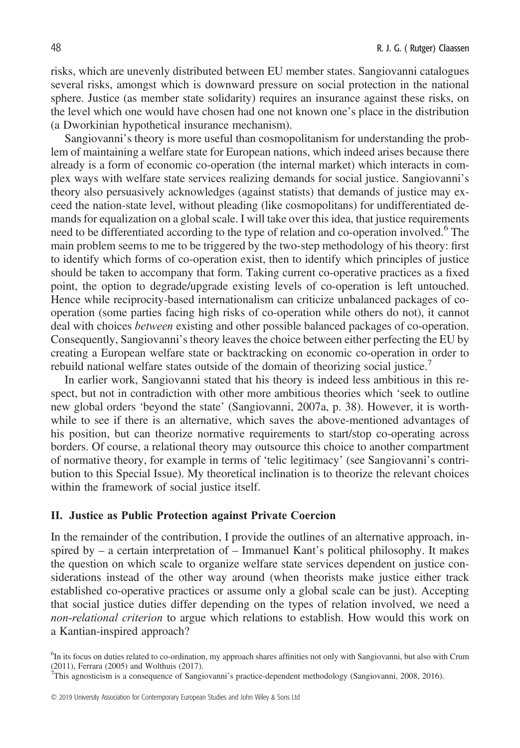risks, which are unevenly distributed between EU member states. Sangiovanni catalogues several risks, amongst which is downward pressure on social protection in the national sphere. Justice (as member state solidarity) requires an insurance against these risks, on the level which one would have chosen had one not known one's place in the distribution (a Dworkinian hypothetical insurance mechanism).

Sangiovanni's theory is more useful than cosmopolitanism for understanding the problem of maintaining a welfare state for European nations, which indeed arises because there already is a form of economic co-operation (the internal market) which interacts in complex ways with welfare state services realizing demands for social justice. Sangiovanni's theory also persuasively acknowledges (against statists) that demands of justice may exceed the nation-state level, without pleading (like cosmopolitans) for undifferentiated demands for equalization on a global scale. I will take over this idea, that justice requirements need to be differentiated according to the type of relation and co-operation involved.[6] The main problem seems to me to be triggered by the two-step methodology of his theory: first to identify which forms of co-operation exist, then to identify which principles of justice should be taken to accompany that form. Taking current co-operative practices as a fixed point, the option to degrade/upgrade existing levels of co-operation is left untouched. Hence while reciprocity-based internationalism can criticize unbalanced packages of co-operation (some parties facing high risks of co-operation while others do not), it cannot deal with choices *between* existing and other possible balanced packages of co-operation. Consequently, Sangiovanni's theory leaves the choice between either perfecting the EU by creating a European welfare state or backtracking on economic co-operation in order to rebuild national welfare states outside of the domain of theorizing social justice.[7]

In earlier work, Sangiovanni stated that his theory is indeed less ambitious in this respect, but not in contradiction with other more ambitious theories which 'seek to outline new global orders 'beyond the state' (Sangiovanni, 2007a, p. 38). However, it is worthwhile to see if there is an alternative, which saves the above-mentioned advantages of his position, but can theorize normative requirements to start/stop co-operating across borders. Of course, a relational theory may outsource this choice to another compartment of normative theory, for example in terms of 'telic legitimacy' (see Sangiovanni's contribution to this Special Issue). My theoretical inclination is to theorize the relevant choices within the framework of social justice itself.

## II. Justice as Public Protection against Private Coercion

In the remainder of the contribution, I provide the outlines of an alternative approach, inspired by – a certain interpretation of – Immanuel Kant's political philosophy. It makes the question on which scale to organize welfare state services dependent on justice considerations instead of the other way around (when theorists make justice either track established co-operative practices or assume only a global scale can be just). Accepting that social justice duties differ depending on the types of relation involved, we need a *non-relational criterion* to argue which relations to establish. How would this work on a Kantian-inspired approach?

[6]In its focus on duties related to co-ordination, my approach shares affinities not only with Sangiovanni, but also with Crum (2011), Ferrara (2005) and Wolthuis (2017).

[7]This agnosticism is a consequence of Sangiovanni's practice-dependent methodology (Sangiovanni, 2008, 2016).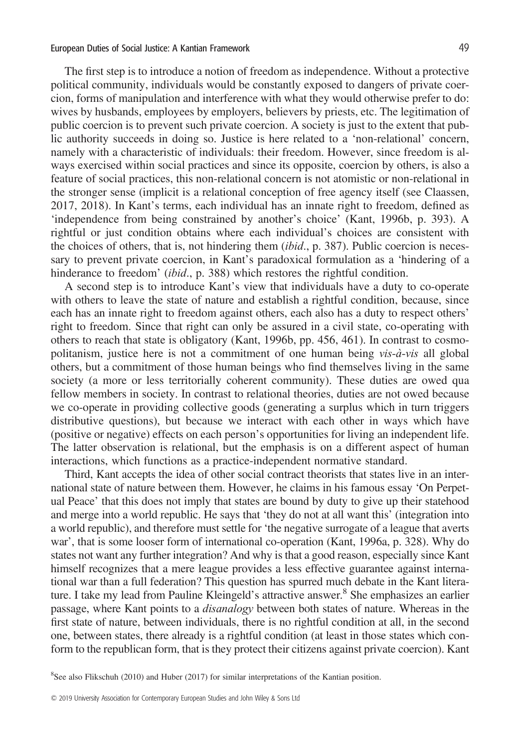The first step is to introduce a notion of freedom as independence. Without a protective political community, individuals would be constantly exposed to dangers of private coercion, forms of manipulation and interference with what they would otherwise prefer to do: wives by husbands, employees by employers, believers by priests, etc. The legitimation of public coercion is to prevent such private coercion. A society is just to the extent that public authority succeeds in doing so. Justice is here related to a 'non-relational' concern, namely with a characteristic of individuals: their freedom. However, since freedom is always exercised within social practices and since its opposite, coercion by others, is also a feature of social practices, this non-relational concern is not atomistic or non-relational in the stronger sense (implicit is a relational conception of free agency itself (see Claassen, 2017, 2018). In Kant's terms, each individual has an innate right to freedom, defined as 'independence from being constrained by another's choice' (Kant, 1996b, p. 393). A rightful or just condition obtains where each individual's choices are consistent with the choices of others, that is, not hindering them (*ibid*., p. 387). Public coercion is necessary to prevent private coercion, in Kant's paradoxical formulation as a 'hindering of a hinderance to freedom' (*ibid*., p. 388) which restores the rightful condition.

A second step is to introduce Kant's view that individuals have a duty to co-operate with others to leave the state of nature and establish a rightful condition, because, since each has an innate right to freedom against others, each also has a duty to respect others' right to freedom. Since that right can only be assured in a civil state, co-operating with others to reach that state is obligatory (Kant, 1996b, pp. 456, 461). In contrast to cosmopolitanism, justice here is not a commitment of one human being *vis-à-vis* all global others, but a commitment of those human beings who find themselves living in the same society (a more or less territorially coherent community). These duties are owed qua fellow members in society. In contrast to relational theories, duties are not owed because we co-operate in providing collective goods (generating a surplus which in turn triggers distributive questions), but because we interact with each other in ways which have (positive or negative) effects on each person's opportunities for living an independent life. The latter observation is relational, but the emphasis is on a different aspect of human interactions, which functions as a practice-independent normative standard.

Third, Kant accepts the idea of other social contract theorists that states live in an international state of nature between them. However, he claims in his famous essay 'On Perpetual Peace' that this does not imply that states are bound by duty to give up their statehood and merge into a world republic. He says that 'they do not at all want this' (integration into a world republic), and therefore must settle for 'the negative surrogate of a league that averts war', that is some looser form of international co-operation (Kant, 1996a, p. 328). Why do states not want any further integration? And why is that a good reason, especially since Kant himself recognizes that a mere league provides a less effective guarantee against international war than a full federation? This question has spurred much debate in the Kant literature. I take my lead from Pauline Kleingeld's attractive answer.[8] She emphasizes an earlier passage, where Kant points to a *disanalogy* between both states of nature. Whereas in the first state of nature, between individuals, there is no rightful condition at all, in the second one, between states, there already is a rightful condition (at least in those states which conform to the republican form, that is they protect their citizens against private coercion). Kant

[8]See also Flikschuh (2010) and Huber (2017) for similar interpretations of the Kantian position.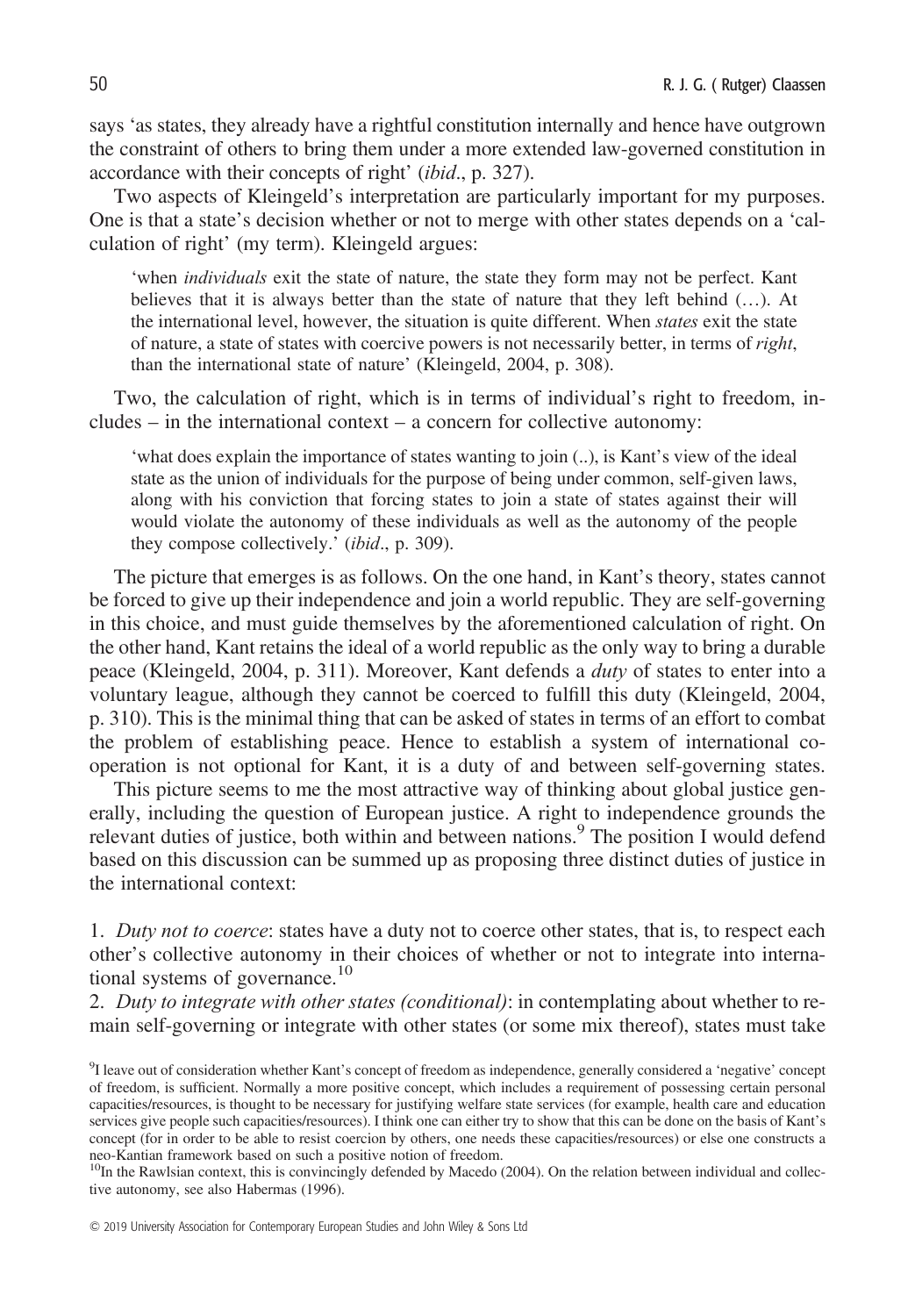says 'as states, they already have a rightful constitution internally and hence have outgrown the constraint of others to bring them under a more extended law-governed constitution in accordance with their concepts of right' (*ibid*., p. 327).

Two aspects of Kleingeld's interpretation are particularly important for my purposes. One is that a state's decision whether or not to merge with other states depends on a 'calculation of right' (my term). Kleingeld argues:

> 'when *individuals* exit the state of nature, the state they form may not be perfect. Kant believes that it is always better than the state of nature that they left behind (…). At the international level, however, the situation is quite different. When *states* exit the state of nature, a state of states with coercive powers is not necessarily better, in terms of *right*, than the international state of nature' (Kleingeld, 2004, p. 308).

Two, the calculation of right, which is in terms of individual's right to freedom, includes – in the international context – a concern for collective autonomy:

> 'what does explain the importance of states wanting to join (..), is Kant's view of the ideal state as the union of individuals for the purpose of being under common, self-given laws, along with his conviction that forcing states to join a state of states against their will would violate the autonomy of these individuals as well as the autonomy of the people they compose collectively.' (*ibid*., p. 309).

The picture that emerges is as follows. On the one hand, in Kant's theory, states cannot be forced to give up their independence and join a world republic. They are self-governing in this choice, and must guide themselves by the aforementioned calculation of right. On the other hand, Kant retains the ideal of a world republic as the only way to bring a durable peace (Kleingeld, 2004, p. 311). Moreover, Kant defends a *duty* of states to enter into a voluntary league, although they cannot be coerced to fulfill this duty (Kleingeld, 2004, p. 310). This is the minimal thing that can be asked of states in terms of an effort to combat the problem of establishing peace. Hence to establish a system of international co-operation is not optional for Kant, it is a duty of and between self-governing states.

This picture seems to me the most attractive way of thinking about global justice generally, including the question of European justice. A right to independence grounds the relevant duties of justice, both within and between nations.[9] The position I would defend based on this discussion can be summed up as proposing three distinct duties of justice in the international context:

1. *Duty not to coerce*: states have a duty not to coerce other states, that is, to respect each other's collective autonomy in their choices of whether or not to integrate into international systems of governance.[10]
2. *Duty to integrate with other states (conditional)*: in contemplating about whether to remain self-governing or integrate with other states (or some mix thereof), states must take

[9]I leave out of consideration whether Kant's concept of freedom as independence, generally considered a 'negative' concept of freedom, is sufficient. Normally a more positive concept, which includes a requirement of possessing certain personal capacities/resources, is thought to be necessary for justifying welfare state services (for example, health care and education services give people such capacities/resources). I think one can either try to show that this can be done on the basis of Kant's concept (for in order to be able to resist coercion by others, one needs these capacities/resources) or else one constructs a neo-Kantian framework based on such a positive notion of freedom.

[10]In the Rawlsian context, this is convincingly defended by Macedo (2004). On the relation between individual and collective autonomy, see also Habermas (1996).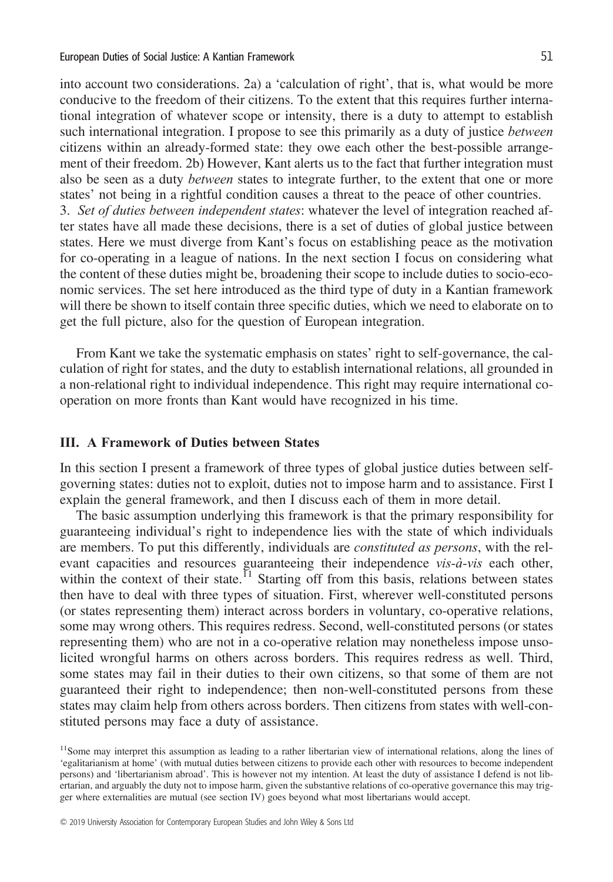into account two considerations. 2a) a 'calculation of right', that is, what would be more conducive to the freedom of their citizens. To the extent that this requires further international integration of whatever scope or intensity, there is a duty to attempt to establish such international integration. I propose to see this primarily as a duty of justice *between* citizens within an already-formed state: they owe each other the best-possible arrangement of their freedom. 2b) However, Kant alerts us to the fact that further integration must also be seen as a duty *between* states to integrate further, to the extent that one or more states' not being in a rightful condition causes a threat to the peace of other countries.

3. *Set of duties between independent states*: whatever the level of integration reached after states have all made these decisions, there is a set of duties of global justice between states. Here we must diverge from Kant's focus on establishing peace as the motivation for co-operating in a league of nations. In the next section I focus on considering what the content of these duties might be, broadening their scope to include duties to socio-economic services. The set here introduced as the third type of duty in a Kantian framework will there be shown to itself contain three specific duties, which we need to elaborate on to get the full picture, also for the question of European integration.

From Kant we take the systematic emphasis on states' right to self-governance, the calculation of right for states, and the duty to establish international relations, all grounded in a non-relational right to individual independence. This right may require international co-operation on more fronts than Kant would have recognized in his time.

## III. A Framework of Duties between States

In this section I present a framework of three types of global justice duties between self-governing states: duties not to exploit, duties not to impose harm and to assistance. First I explain the general framework, and then I discuss each of them in more detail.

The basic assumption underlying this framework is that the primary responsibility for guaranteeing individual's right to independence lies with the state of which individuals are members. To put this differently, individuals are *constituted as persons*, with the relevant capacities and resources guaranteeing their independence *vis-à-vis* each other, within the context of their state.[11] Starting off from this basis, relations between states then have to deal with three types of situation. First, wherever well-constituted persons (or states representing them) interact across borders in voluntary, co-operative relations, some may wrong others. This requires redress. Second, well-constituted persons (or states representing them) who are not in a co-operative relation may nonetheless impose unsolicited wrongful harms on others across borders. This requires redress as well. Third, some states may fail in their duties to their own citizens, so that some of them are not guaranteed their right to independence; then non-well-constituted persons from these states may claim help from others across borders. Then citizens from states with well-constituted persons may face a duty of assistance.

[11] Some may interpret this assumption as leading to a rather libertarian view of international relations, along the lines of 'egalitarianism at home' (with mutual duties between citizens to provide each other with resources to become independent persons) and 'libertarianism abroad'. This is however not my intention. At least the duty of assistance I defend is not libertarian, and arguably the duty not to impose harm, given the substantive relations of co-operative governance this may trigger where externalities are mutual (see section IV) goes beyond what most libertarians would accept.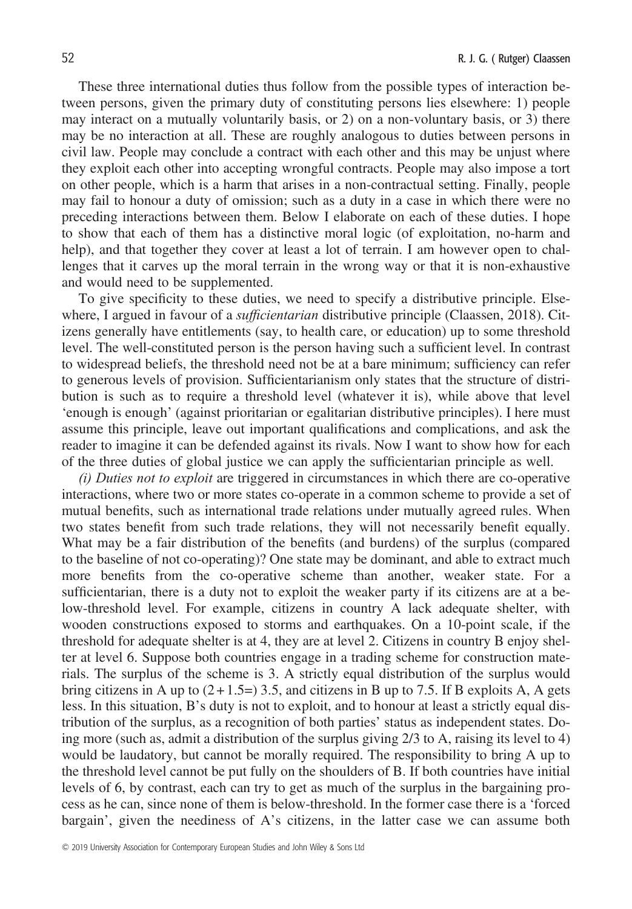These three international duties thus follow from the possible types of interaction between persons, given the primary duty of constituting persons lies elsewhere: 1) people may interact on a mutually voluntarily basis, or 2) on a non-voluntary basis, or 3) there may be no interaction at all. These are roughly analogous to duties between persons in civil law. People may conclude a contract with each other and this may be unjust where they exploit each other into accepting wrongful contracts. People may also impose a tort on other people, which is a harm that arises in a non-contractual setting. Finally, people may fail to honour a duty of omission; such as a duty in a case in which there were no preceding interactions between them. Below I elaborate on each of these duties. I hope to show that each of them has a distinctive moral logic (of exploitation, no-harm and help), and that together they cover at least a lot of terrain. I am however open to challenges that it carves up the moral terrain in the wrong way or that it is non-exhaustive and would need to be supplemented.

To give specificity to these duties, we need to specify a distributive principle. Elsewhere, I argued in favour of a *sufficientarian* distributive principle (Claassen, 2018). Citizens generally have entitlements (say, to health care, or education) up to some threshold level. The well-constituted person is the person having such a sufficient level. In contrast to widespread beliefs, the threshold need not be at a bare minimum; sufficiency can refer to generous levels of provision. Sufficientarianism only states that the structure of distribution is such as to require a threshold level (whatever it is), while above that level 'enough is enough' (against prioritarian or egalitarian distributive principles). I here must assume this principle, leave out important qualifications and complications, and ask the reader to imagine it can be defended against its rivals. Now I want to show how for each of the three duties of global justice we can apply the sufficientarian principle as well.

*(i) Duties not to exploit* are triggered in circumstances in which there are co-operative interactions, where two or more states co-operate in a common scheme to provide a set of mutual benefits, such as international trade relations under mutually agreed rules. When two states benefit from such trade relations, they will not necessarily benefit equally. What may be a fair distribution of the benefits (and burdens) of the surplus (compared to the baseline of not co-operating)? One state may be dominant, and able to extract much more benefits from the co-operative scheme than another, weaker state. For a sufficientarian, there is a duty not to exploit the weaker party if its citizens are at a below-threshold level. For example, citizens in country A lack adequate shelter, with wooden constructions exposed to storms and earthquakes. On a 10-point scale, if the threshold for adequate shelter is at 4, they are at level 2. Citizens in country B enjoy shelter at level 6. Suppose both countries engage in a trading scheme for construction materials. The surplus of the scheme is 3. A strictly equal distribution of the surplus would bring citizens in A up to $(2 + 1.5 =)$ 3.5, and citizens in B up to 7.5. If B exploits A, A gets less. In this situation, B's duty is not to exploit, and to honour at least a strictly equal distribution of the surplus, as a recognition of both parties' status as independent states. Doing more (such as, admit a distribution of the surplus giving 2/3 to A, raising its level to 4) would be laudatory, but cannot be morally required. The responsibility to bring A up to the threshold level cannot be put fully on the shoulders of B. If both countries have initial levels of 6, by contrast, each can try to get as much of the surplus in the bargaining process as he can, since none of them is below-threshold. In the former case there is a 'forced bargain', given the neediness of A's citizens, in the latter case we can assume both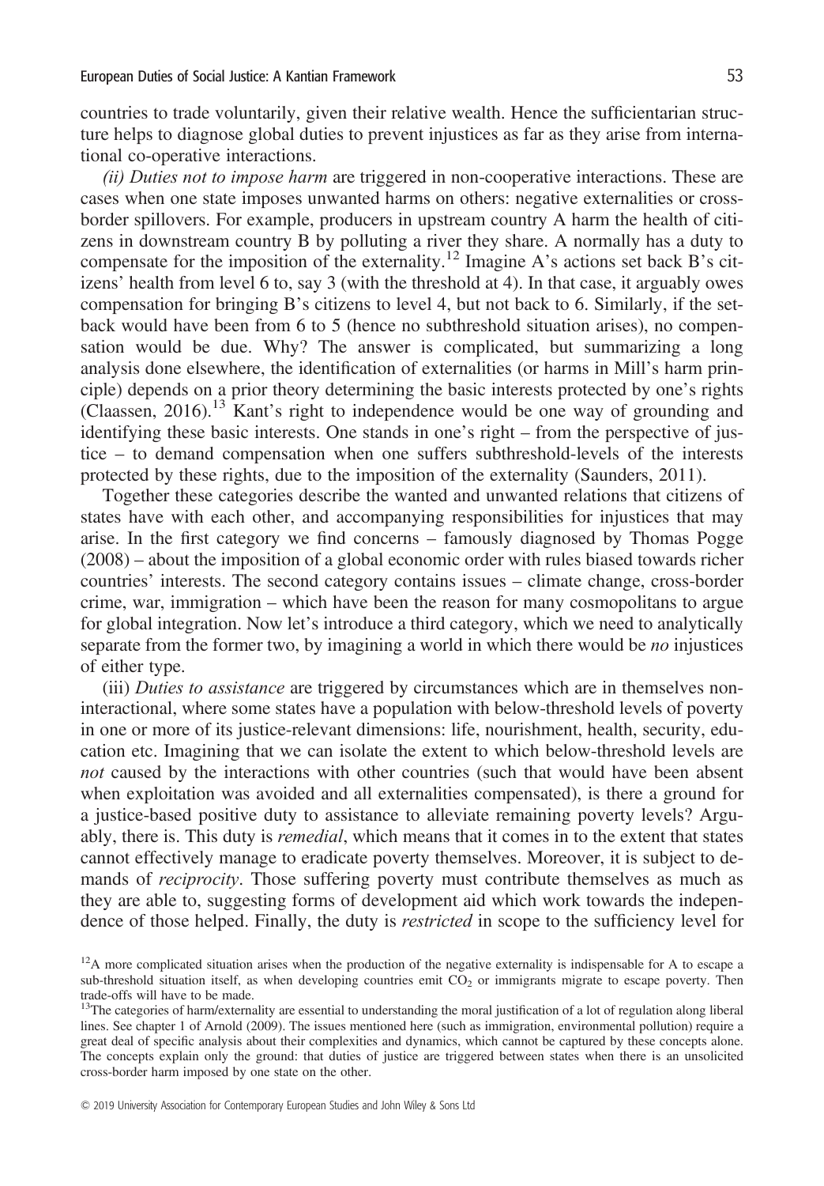countries to trade voluntarily, given their relative wealth. Hence the sufficientarian structure helps to diagnose global duties to prevent injustices as far as they arise from international co-operative interactions.

*(ii) Duties not to impose harm* are triggered in non-cooperative interactions. These are cases when one state imposes unwanted harms on others: negative externalities or cross-border spillovers. For example, producers in upstream country A harm the health of citizens in downstream country B by polluting a river they share. A normally has a duty to compensate for the imposition of the externality.[12] Imagine A's actions set back B's citizens' health from level 6 to, say 3 (with the threshold at 4). In that case, it arguably owes compensation for bringing B's citizens to level 4, but not back to 6. Similarly, if the setback would have been from 6 to 5 (hence no subthreshold situation arises), no compensation would be due. Why? The answer is complicated, but summarizing a long analysis done elsewhere, the identification of externalities (or harms in Mill's harm principle) depends on a prior theory determining the basic interests protected by one's rights (Claassen, 2016).[13] Kant's right to independence would be one way of grounding and identifying these basic interests. One stands in one's right – from the perspective of justice – to demand compensation when one suffers subthreshold-levels of the interests protected by these rights, due to the imposition of the externality (Saunders, 2011).

Together these categories describe the wanted and unwanted relations that citizens of states have with each other, and accompanying responsibilities for injustices that may arise. In the first category we find concerns – famously diagnosed by Thomas Pogge (2008) – about the imposition of a global economic order with rules biased towards richer countries' interests. The second category contains issues – climate change, cross-border crime, war, immigration – which have been the reason for many cosmopolitans to argue for global integration. Now let's introduce a third category, which we need to analytically separate from the former two, by imagining a world in which there would be *no* injustices of either type.

(iii) *Duties to assistance* are triggered by circumstances which are in themselves non-interactional, where some states have a population with below-threshold levels of poverty in one or more of its justice-relevant dimensions: life, nourishment, health, security, education etc. Imagining that we can isolate the extent to which below-threshold levels are *not* caused by the interactions with other countries (such that would have been absent when exploitation was avoided and all externalities compensated), is there a ground for a justice-based positive duty to assistance to alleviate remaining poverty levels? Arguably, there is. This duty is *remedial*, which means that it comes in to the extent that states cannot effectively manage to eradicate poverty themselves. Moreover, it is subject to demands of *reciprocity*. Those suffering poverty must contribute themselves as much as they are able to, suggesting forms of development aid which work towards the independence of those helped. Finally, the duty is *restricted* in scope to the sufficiency level for

[12] A more complicated situation arises when the production of the negative externality is indispensable for A to escape a sub-threshold situation itself, as when developing countries emit $CO_2$ or immigrants migrate to escape poverty. Then trade-offs will have to be made.

[13] The categories of harm/externality are essential to understanding the moral justification of a lot of regulation along liberal lines. See chapter 1 of Arnold (2009). The issues mentioned here (such as immigration, environmental pollution) require a great deal of specific analysis about their complexities and dynamics, which cannot be captured by these concepts alone. The concepts explain only the ground: that duties of justice are triggered between states when there is an unsolicited cross-border harm imposed by one state on the other.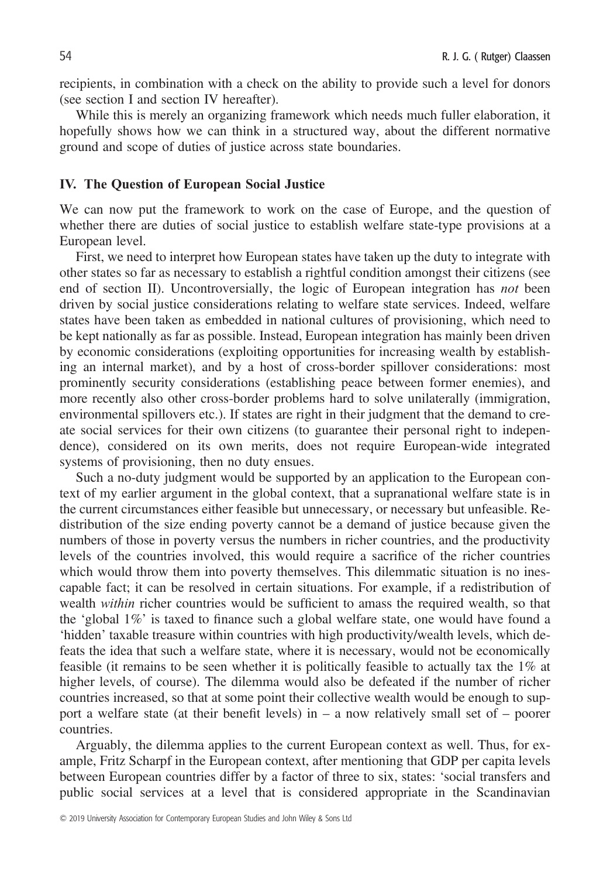recipients, in combination with a check on the ability to provide such a level for donors (see section I and section IV hereafter).

While this is merely an organizing framework which needs much fuller elaboration, it hopefully shows how we can think in a structured way, about the different normative ground and scope of duties of justice across state boundaries.

## IV. The Question of European Social Justice

We can now put the framework to work on the case of Europe, and the question of whether there are duties of social justice to establish welfare state-type provisions at a European level.

First, we need to interpret how European states have taken up the duty to integrate with other states so far as necessary to establish a rightful condition amongst their citizens (see end of section II). Uncontroversially, the logic of European integration has *not* been driven by social justice considerations relating to welfare state services. Indeed, welfare states have been taken as embedded in national cultures of provisioning, which need to be kept nationally as far as possible. Instead, European integration has mainly been driven by economic considerations (exploiting opportunities for increasing wealth by establishing an internal market), and by a host of cross-border spillover considerations: most prominently security considerations (establishing peace between former enemies), and more recently also other cross-border problems hard to solve unilaterally (immigration, environmental spillovers etc.). If states are right in their judgment that the demand to create social services for their own citizens (to guarantee their personal right to independence), considered on its own merits, does not require European-wide integrated systems of provisioning, then no duty ensues.

Such a no-duty judgment would be supported by an application to the European context of my earlier argument in the global context, that a supranational welfare state is in the current circumstances either feasible but unnecessary, or necessary but unfeasible. Redistribution of the size ending poverty cannot be a demand of justice because given the numbers of those in poverty versus the numbers in richer countries, and the productivity levels of the countries involved, this would require a sacrifice of the richer countries which would throw them into poverty themselves. This dilemmatic situation is no inescapable fact; it can be resolved in certain situations. For example, if a redistribution of wealth *within* richer countries would be sufficient to amass the required wealth, so that the 'global 1%' is taxed to finance such a global welfare state, one would have found a 'hidden' taxable treasure within countries with high productivity/wealth levels, which defeats the idea that such a welfare state, where it is necessary, would not be economically feasible (it remains to be seen whether it is politically feasible to actually tax the 1% at higher levels, of course). The dilemma would also be defeated if the number of richer countries increased, so that at some point their collective wealth would be enough to support a welfare state (at their benefit levels) in – a now relatively small set of – poorer countries.

Arguably, the dilemma applies to the current European context as well. Thus, for example, Fritz Scharpf in the European context, after mentioning that GDP per capita levels between European countries differ by a factor of three to six, states: 'social transfers and public social services at a level that is considered appropriate in the Scandinavian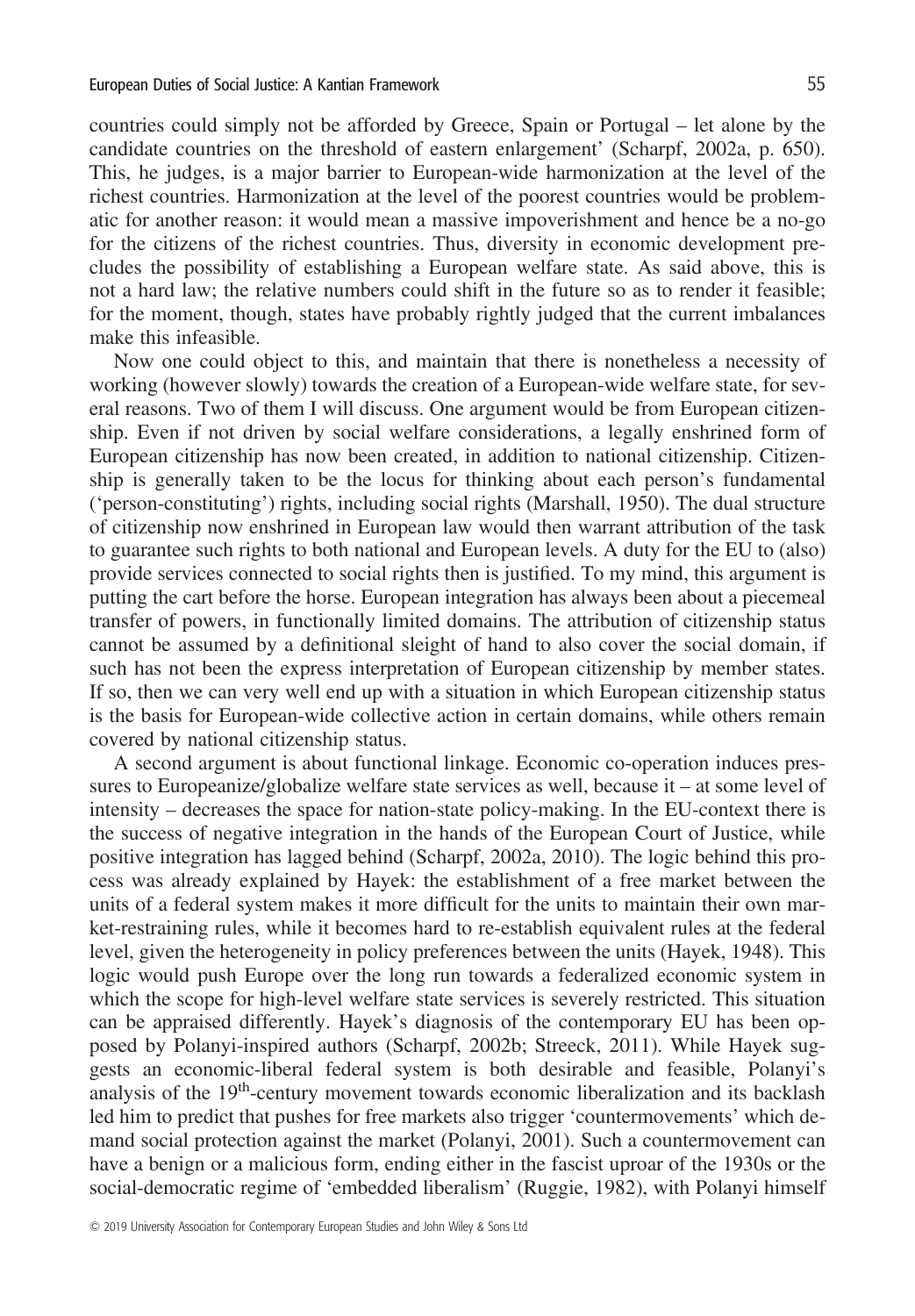countries could simply not be afforded by Greece, Spain or Portugal – let alone by the candidate countries on the threshold of eastern enlargement' (Scharpf, 2002a, p. 650). This, he judges, is a major barrier to European-wide harmonization at the level of the richest countries. Harmonization at the level of the poorest countries would be problematic for another reason: it would mean a massive impoverishment and hence be a no-go for the citizens of the richest countries. Thus, diversity in economic development precludes the possibility of establishing a European welfare state. As said above, this is not a hard law; the relative numbers could shift in the future so as to render it feasible; for the moment, though, states have probably rightly judged that the current imbalances make this infeasible.

Now one could object to this, and maintain that there is nonetheless a necessity of working (however slowly) towards the creation of a European-wide welfare state, for several reasons. Two of them I will discuss. One argument would be from European citizenship. Even if not driven by social welfare considerations, a legally enshrined form of European citizenship has now been created, in addition to national citizenship. Citizenship is generally taken to be the locus for thinking about each person's fundamental ('person-constituting') rights, including social rights (Marshall, 1950). The dual structure of citizenship now enshrined in European law would then warrant attribution of the task to guarantee such rights to both national and European levels. A duty for the EU to (also) provide services connected to social rights then is justified. To my mind, this argument is putting the cart before the horse. European integration has always been about a piecemeal transfer of powers, in functionally limited domains. The attribution of citizenship status cannot be assumed by a definitional sleight of hand to also cover the social domain, if such has not been the express interpretation of European citizenship by member states. If so, then we can very well end up with a situation in which European citizenship status is the basis for European-wide collective action in certain domains, while others remain covered by national citizenship status.

A second argument is about functional linkage. Economic co-operation induces pressures to Europeanize/globalize welfare state services as well, because it – at some level of intensity – decreases the space for nation-state policy-making. In the EU-context there is the success of negative integration in the hands of the European Court of Justice, while positive integration has lagged behind (Scharpf, 2002a, 2010). The logic behind this process was already explained by Hayek: the establishment of a free market between the units of a federal system makes it more difficult for the units to maintain their own market-restraining rules, while it becomes hard to re-establish equivalent rules at the federal level, given the heterogeneity in policy preferences between the units (Hayek, 1948). This logic would push Europe over the long run towards a federalized economic system in which the scope for high-level welfare state services is severely restricted. This situation can be appraised differently. Hayek's diagnosis of the contemporary EU has been opposed by Polanyi-inspired authors (Scharpf, 2002b; Streeck, 2011). While Hayek suggests an economic-liberal federal system is both desirable and feasible, Polanyi's analysis of the 19th-century movement towards economic liberalization and its backlash led him to predict that pushes for free markets also trigger 'countermovements' which demand social protection against the market (Polanyi, 2001). Such a countermovement can have a benign or a malicious form, ending either in the fascist uproar of the 1930s or the social-democratic regime of 'embedded liberalism' (Ruggie, 1982), with Polanyi himself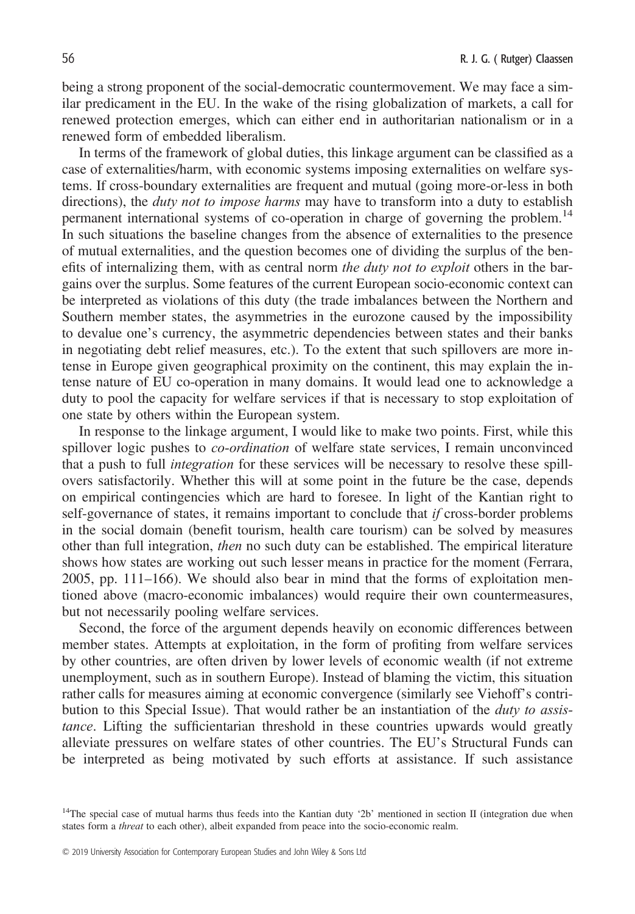being a strong proponent of the social-democratic countermovement. We may face a similar predicament in the EU. In the wake of the rising globalization of markets, a call for renewed protection emerges, which can either end in authoritarian nationalism or in a renewed form of embedded liberalism.

In terms of the framework of global duties, this linkage argument can be classified as a case of externalities/harm, with economic systems imposing externalities on welfare systems. If cross-boundary externalities are frequent and mutual (going more-or-less in both directions), the *duty not to impose harms* may have to transform into a duty to establish permanent international systems of co-operation in charge of governing the problem.[14] In such situations the baseline changes from the absence of externalities to the presence of mutual externalities, and the question becomes one of dividing the surplus of the benefits of internalizing them, with as central norm *the duty not to exploit* others in the bargains over the surplus. Some features of the current European socio-economic context can be interpreted as violations of this duty (the trade imbalances between the Northern and Southern member states, the asymmetries in the eurozone caused by the impossibility to devalue one's currency, the asymmetric dependencies between states and their banks in negotiating debt relief measures, etc.). To the extent that such spillovers are more intense in Europe given geographical proximity on the continent, this may explain the intense nature of EU co-operation in many domains. It would lead one to acknowledge a duty to pool the capacity for welfare services if that is necessary to stop exploitation of one state by others within the European system.

In response to the linkage argument, I would like to make two points. First, while this spillover logic pushes to *co-ordination* of welfare state services, I remain unconvinced that a push to full *integration* for these services will be necessary to resolve these spillovers satisfactorily. Whether this will at some point in the future be the case, depends on empirical contingencies which are hard to foresee. In light of the Kantian right to self-governance of states, it remains important to conclude that *if* cross-border problems in the social domain (benefit tourism, health care tourism) can be solved by measures other than full integration, *then* no such duty can be established. The empirical literature shows how states are working out such lesser means in practice for the moment (Ferrara, 2005, pp. 111–166). We should also bear in mind that the forms of exploitation mentioned above (macro-economic imbalances) would require their own countermeasures, but not necessarily pooling welfare services.

Second, the force of the argument depends heavily on economic differences between member states. Attempts at exploitation, in the form of profiting from welfare services by other countries, are often driven by lower levels of economic wealth (if not extreme unemployment, such as in southern Europe). Instead of blaming the victim, this situation rather calls for measures aiming at economic convergence (similarly see Viehoff's contribution to this Special Issue). That would rather be an instantiation of the *duty to assistance*. Lifting the sufficientarian threshold in these countries upwards would greatly alleviate pressures on welfare states of other countries. The EU's Structural Funds can be interpreted as being motivated by such efforts at assistance. If such assistance

[14]The special case of mutual harms thus feeds into the Kantian duty '2b' mentioned in section II (integration due when states form a *threat* to each other), albeit expanded from peace into the socio-economic realm.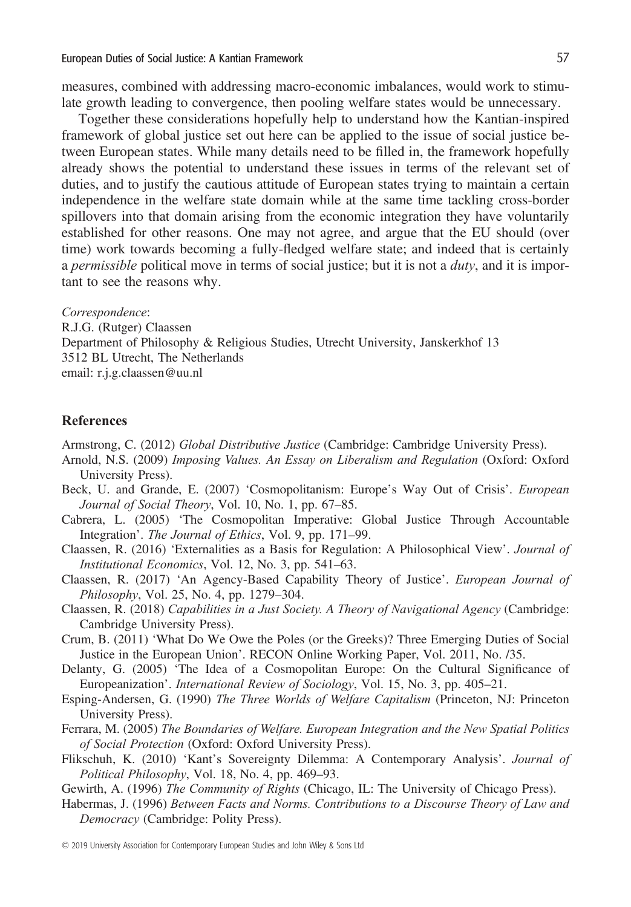measures, combined with addressing macro-economic imbalances, would work to stimulate growth leading to convergence, then pooling welfare states would be unnecessary.

Together these considerations hopefully help to understand how the Kantian-inspired framework of global justice set out here can be applied to the issue of social justice between European states. While many details need to be filled in, the framework hopefully already shows the potential to understand these issues in terms of the relevant set of duties, and to justify the cautious attitude of European states trying to maintain a certain independence in the welfare state domain while at the same time tackling cross-border spillovers into that domain arising from the economic integration they have voluntarily established for other reasons. One may not agree, and argue that the EU should (over time) work towards becoming a fully-fledged welfare state; and indeed that is certainly a *permissible* political move in terms of social justice; but it is not a *duty*, and it is important to see the reasons why.

*Correspondence*:
R.J.G. (Rutger) Claassen
Department of Philosophy & Religious Studies, Utrecht University, Janskerkhof 13
3512 BL Utrecht, The Netherlands
email: r.j.g.claassen@uu.nl

## References

Armstrong, C. (2012) *Global Distributive Justice* (Cambridge: Cambridge University Press).

Arnold, N.S. (2009) *Imposing Values. An Essay on Liberalism and Regulation* (Oxford: Oxford University Press).

Beck, U. and Grande, E. (2007) 'Cosmopolitanism: Europe's Way Out of Crisis'. *European Journal of Social Theory*, Vol. 10, No. 1, pp. 67–85.

Cabrera, L. (2005) 'The Cosmopolitan Imperative: Global Justice Through Accountable Integration'. *The Journal of Ethics*, Vol. 9, pp. 171–99.

Claassen, R. (2016) 'Externalities as a Basis for Regulation: A Philosophical View'. *Journal of Institutional Economics*, Vol. 12, No. 3, pp. 541–63.

Claassen, R. (2017) 'An Agency-Based Capability Theory of Justice'. *European Journal of Philosophy*, Vol. 25, No. 4, pp. 1279–304.

Claassen, R. (2018) *Capabilities in a Just Society. A Theory of Navigational Agency* (Cambridge: Cambridge University Press).

Crum, B. (2011) 'What Do We Owe the Poles (or the Greeks)? Three Emerging Duties of Social Justice in the European Union'. RECON Online Working Paper, Vol. 2011, No. /35.

Delanty, G. (2005) 'The Idea of a Cosmopolitan Europe: On the Cultural Significance of Europeanization'. *International Review of Sociology*, Vol. 15, No. 3, pp. 405–21.

Esping-Andersen, G. (1990) *The Three Worlds of Welfare Capitalism* (Princeton, NJ: Princeton University Press).

Ferrara, M. (2005) *The Boundaries of Welfare. European Integration and the New Spatial Politics of Social Protection* (Oxford: Oxford University Press).

Flikschuh, K. (2010) 'Kant's Sovereignty Dilemma: A Contemporary Analysis'. *Journal of Political Philosophy*, Vol. 18, No. 4, pp. 469–93.

Gewirth, A. (1996) *The Community of Rights* (Chicago, IL: The University of Chicago Press).

Habermas, J. (1996) *Between Facts and Norms. Contributions to a Discourse Theory of Law and Democracy* (Cambridge: Polity Press).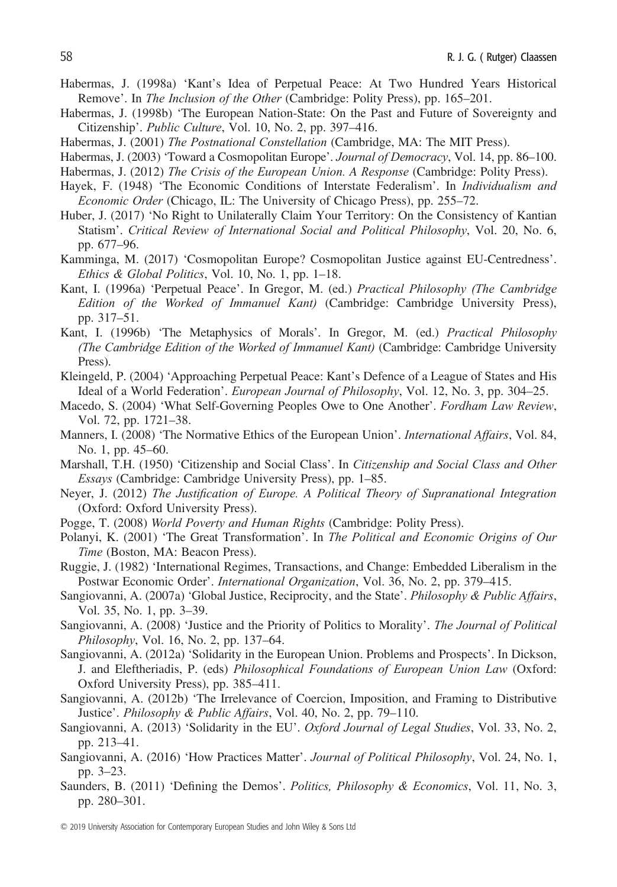Habermas, J. (1998a) 'Kant's Idea of Perpetual Peace: At Two Hundred Years Historical Remove'. In *The Inclusion of the Other* (Cambridge: Polity Press), pp. 165–201.

Habermas, J. (1998b) 'The European Nation-State: On the Past and Future of Sovereignty and Citizenship'. *Public Culture*, Vol. 10, No. 2, pp. 397–416.

Habermas, J. (2001) *The Postnational Constellation* (Cambridge, MA: The MIT Press).

Habermas, J. (2003) 'Toward a Cosmopolitan Europe'. *Journal of Democracy*, Vol. 14, pp. 86–100.

Habermas, J. (2012) *The Crisis of the European Union. A Response* (Cambridge: Polity Press).

Hayek, F. (1948) 'The Economic Conditions of Interstate Federalism'. In *Individualism and Economic Order* (Chicago, IL: The University of Chicago Press), pp. 255–72.

Huber, J. (2017) 'No Right to Unilaterally Claim Your Territory: On the Consistency of Kantian Statism'. *Critical Review of International Social and Political Philosophy*, Vol. 20, No. 6, pp. 677–96.

Kamminga, M. (2017) 'Cosmopolitan Europe? Cosmopolitan Justice against EU-Centredness'. *Ethics & Global Politics*, Vol. 10, No. 1, pp. 1–18.

Kant, I. (1996a) 'Perpetual Peace'. In Gregor, M. (ed.) *Practical Philosophy (The Cambridge Edition of the Worked of Immanuel Kant)* (Cambridge: Cambridge University Press), pp. 317–51.

Kant, I. (1996b) 'The Metaphysics of Morals'. In Gregor, M. (ed.) *Practical Philosophy (The Cambridge Edition of the Worked of Immanuel Kant)* (Cambridge: Cambridge University Press).

Kleingeld, P. (2004) 'Approaching Perpetual Peace: Kant's Defence of a League of States and His Ideal of a World Federation'. *European Journal of Philosophy*, Vol. 12, No. 3, pp. 304–25.

Macedo, S. (2004) 'What Self-Governing Peoples Owe to One Another'. *Fordham Law Review*, Vol. 72, pp. 1721–38.

Manners, I. (2008) 'The Normative Ethics of the European Union'. *International Affairs*, Vol. 84, No. 1, pp. 45–60.

Marshall, T.H. (1950) 'Citizenship and Social Class'. In *Citizenship and Social Class and Other Essays* (Cambridge: Cambridge University Press), pp. 1–85.

Neyer, J. (2012) *The Justification of Europe. A Political Theory of Supranational Integration* (Oxford: Oxford University Press).

Pogge, T. (2008) *World Poverty and Human Rights* (Cambridge: Polity Press).

Polanyi, K. (2001) 'The Great Transformation'. In *The Political and Economic Origins of Our Time* (Boston, MA: Beacon Press).

Ruggie, J. (1982) 'International Regimes, Transactions, and Change: Embedded Liberalism in the Postwar Economic Order'. *International Organization*, Vol. 36, No. 2, pp. 379–415.

Sangiovanni, A. (2007a) 'Global Justice, Reciprocity, and the State'. *Philosophy & Public Affairs*, Vol. 35, No. 1, pp. 3–39.

Sangiovanni, A. (2008) 'Justice and the Priority of Politics to Morality'. *The Journal of Political Philosophy*, Vol. 16, No. 2, pp. 137–64.

Sangiovanni, A. (2012a) 'Solidarity in the European Union. Problems and Prospects'. In Dickson, J. and Eleftheriadis, P. (eds) *Philosophical Foundations of European Union Law* (Oxford: Oxford University Press), pp. 385–411.

Sangiovanni, A. (2012b) 'The Irrelevance of Coercion, Imposition, and Framing to Distributive Justice'. *Philosophy & Public Affairs*, Vol. 40, No. 2, pp. 79–110.

Sangiovanni, A. (2013) 'Solidarity in the EU'. *Oxford Journal of Legal Studies*, Vol. 33, No. 2, pp. 213–41.

Sangiovanni, A. (2016) 'How Practices Matter'. *Journal of Political Philosophy*, Vol. 24, No. 1, pp. 3–23.

Saunders, B. (2011) 'Defining the Demos'. *Politics, Philosophy & Economics*, Vol. 11, No. 3, pp. 280–301.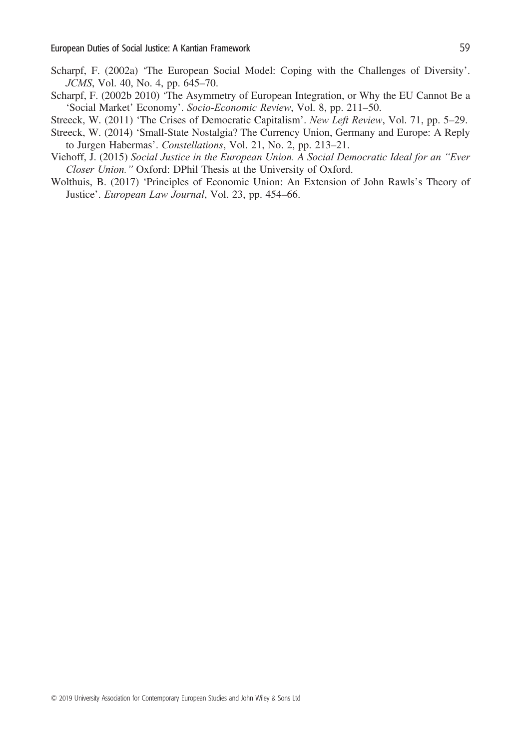Scharpf, F. (2002a) 'The European Social Model: Coping with the Challenges of Diversity'. *JCMS*, Vol. 40, No. 4, pp. 645–70.

Scharpf, F. (2002b 2010) 'The Asymmetry of European Integration, or Why the EU Cannot Be a 'Social Market' Economy'. *Socio-Economic Review*, Vol. 8, pp. 211–50.

Streeck, W. (2011) 'The Crises of Democratic Capitalism'. *New Left Review*, Vol. 71, pp. 5–29.

Streeck, W. (2014) 'Small-State Nostalgia? The Currency Union, Germany and Europe: A Reply to Jurgen Habermas'. *Constellations*, Vol. 21, No. 2, pp. 213–21.

Viehoff, J. (2015) *Social Justice in the European Union. A Social Democratic Ideal for an "Ever Closer Union."* Oxford: DPhil Thesis at the University of Oxford.

Wolthuis, B. (2017) 'Principles of Economic Union: An Extension of John Rawls's Theory of Justice'. *European Law Journal*, Vol. 23, pp. 454–66.